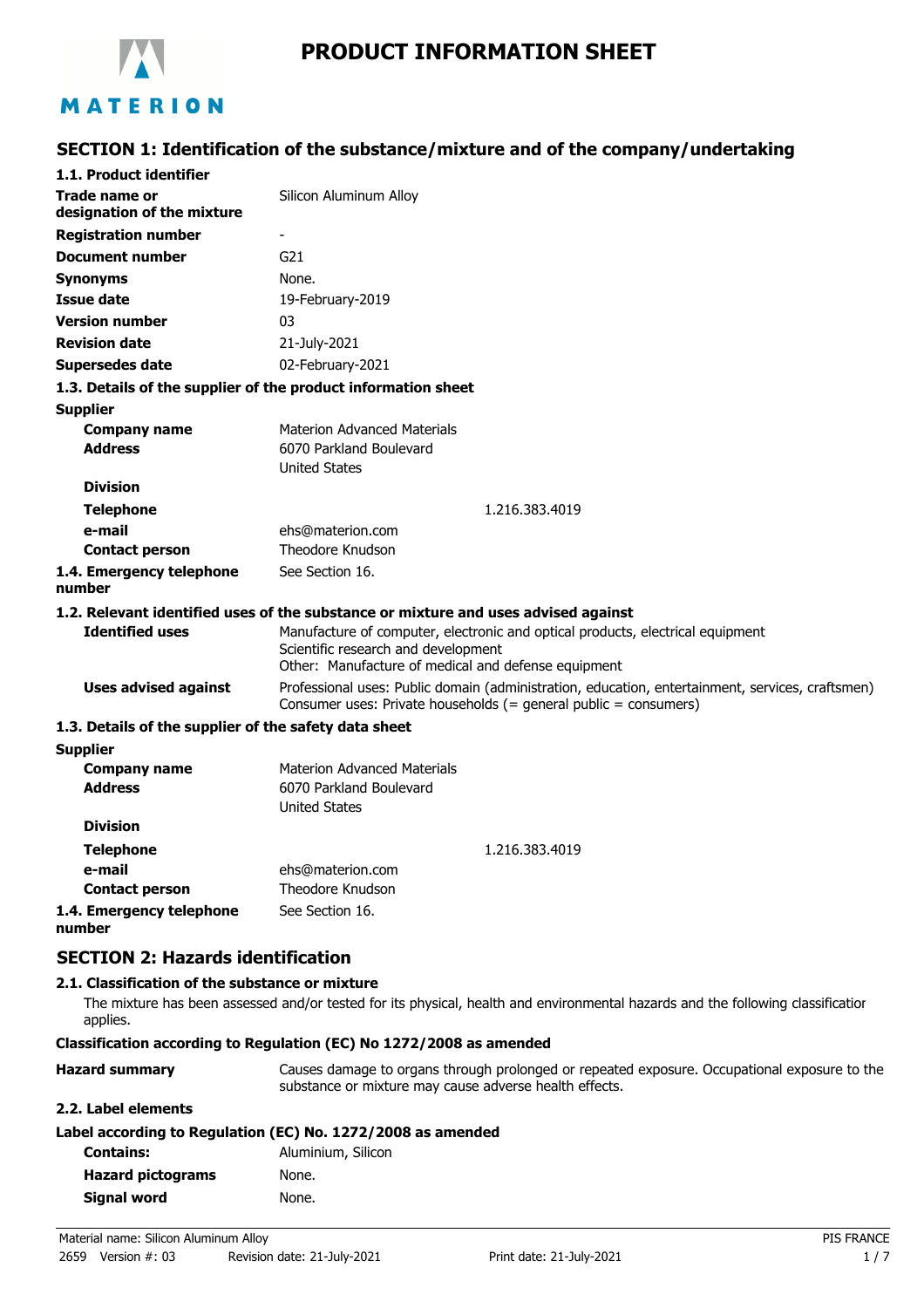# PRODUCT INFORMATION SHEET

## SECTION 1: Identification of the substance/mixture and of the company/undertaking

### 1.1. Product identifier

| | |
|---|---|
| **Trade name or designation of the mixture** | Silicon Aluminum Alloy |
| **Registration number** | - |
| **Document number** | G21 |
| **Synonyms** | None. |
| **Issue date** | 19-February-2019 |
| **Version number** | 03 |
| **Revision date** | 21-July-2021 |
| **Supersedes date** | 02-February-2021 |

### 1.3. Details of the supplier of the product information sheet

**Supplier**

| | |
|---|---|
| **Company name** | Materion Advanced Materials |
| **Address** | 6070 Parkland Boulevard<br>United States |
| **Division** | |
| **Telephone** | 1.216.383.4019 |
| **e-mail** | ehs@materion.com |
| **Contact person** | Theodore Knudson |
| **1.4. Emergency telephone number** | See Section 16. |

### 1.2. Relevant identified uses of the substance or mixture and uses advised against

| | |
|---|---|
| **Identified uses** | Manufacture of computer, electronic and optical products, electrical equipment<br>Scientific research and development<br>Other: Manufacture of medical and defense equipment |
| **Uses advised against** | Professional uses: Public domain (administration, education, entertainment, services, craftsmen)<br>Consumer uses: Private households (= general public = consumers) |

### 1.3. Details of the supplier of the safety data sheet

**Supplier**

| | |
|---|---|
| **Company name** | Materion Advanced Materials |
| **Address** | 6070 Parkland Boulevard<br>United States |
| **Division** | |
| **Telephone** | 1.216.383.4019 |
| **e-mail** | ehs@materion.com |
| **Contact person** | Theodore Knudson |
| **1.4. Emergency telephone number** | See Section 16. |

## SECTION 2: Hazards identification

### 2.1. Classification of the substance or mixture

The mixture has been assessed and/or tested for its physical, health and environmental hazards and the following classificatior applies.

**Classification according to Regulation (EC) No 1272/2008 as amended**

| | |
|---|---|
| **Hazard summary** | Causes damage to organs through prolonged or repeated exposure. Occupational exposure to the substance or mixture may cause adverse health effects. |

### 2.2. Label elements

**Label according to Regulation (EC) No. 1272/2008 as amended**

| | |
|---|---|
| **Contains:** | Aluminium, Silicon |
| **Hazard pictograms** | None. |
| **Signal word** | None. |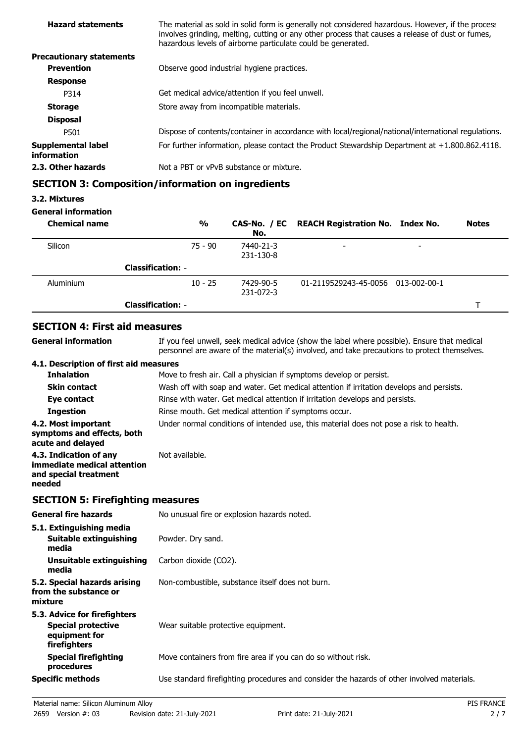| | |
|---|---|
| **Hazard statements** | The material as sold in solid form is generally not considered hazardous. However, if the process involves grinding, melting, cutting or any other process that causes a release of dust or fumes, hazardous levels of airborne particulate could be generated. |
| **Precautionary statements** | |
| **Prevention** | Observe good industrial hygiene practices. |
| **Response** | |
| P314 | Get medical advice/attention if you feel unwell. |
| **Storage** | Store away from incompatible materials. |
| **Disposal** | |
| P501 | Dispose of contents/container in accordance with local/regional/national/international regulations. |
| **Supplemental label information** | For further information, please contact the Product Stewardship Department at +1.800.862.4118. |
| **2.3. Other hazards** | Not a PBT or vPvB substance or mixture. |

## SECTION 3: Composition/information on ingredients

**3.2. Mixtures**

**General information**

| Chemical name | % | CAS-No. / EC No. | REACH Registration No. | Index No. | Notes |
|---|---|---|---|---|---|
| Silicon | 75 - 90 | 7440-21-3<br>231-130-8 | - | - | |
| **Classification:** - | | | | | |
| Aluminium | 10 - 25 | 7429-90-5<br>231-072-3 | 01-2119529243-45-0056 | 013-002-00-1 | |
| **Classification:** - | | | | | T |

## SECTION 4: First aid measures

| | |
|---|---|
| **General information** | If you feel unwell, seek medical advice (show the label where possible). Ensure that medical personnel are aware of the material(s) involved, and take precautions to protect themselves. |
| **4.1. Description of first aid measures** | |
| **Inhalation** | Move to fresh air. Call a physician if symptoms develop or persist. |
| **Skin contact** | Wash off with soap and water. Get medical attention if irritation develops and persists. |
| **Eye contact** | Rinse with water. Get medical attention if irritation develops and persists. |
| **Ingestion** | Rinse mouth. Get medical attention if symptoms occur. |
| **4.2. Most important symptoms and effects, both acute and delayed** | Under normal conditions of intended use, this material does not pose a risk to health. |
| **4.3. Indication of any immediate medical attention and special treatment needed** | Not available. |

## SECTION 5: Firefighting measures

| | |
|---|---|
| **General fire hazards** | No unusual fire or explosion hazards noted. |
| **5.1. Extinguishing media** | |
| **Suitable extinguishing media** | Powder. Dry sand. |
| **Unsuitable extinguishing media** | Carbon dioxide ($CO_2$). |
| **5.2. Special hazards arising from the substance or mixture** | Non-combustible, substance itself does not burn. |
| **5.3. Advice for firefighters** | |
| **Special protective equipment for firefighters** | Wear suitable protective equipment. |
| **Special firefighting procedures** | Move containers from fire area if you can do so without risk. |
| **Specific methods** | Use standard firefighting procedures and consider the hazards of other involved materials. |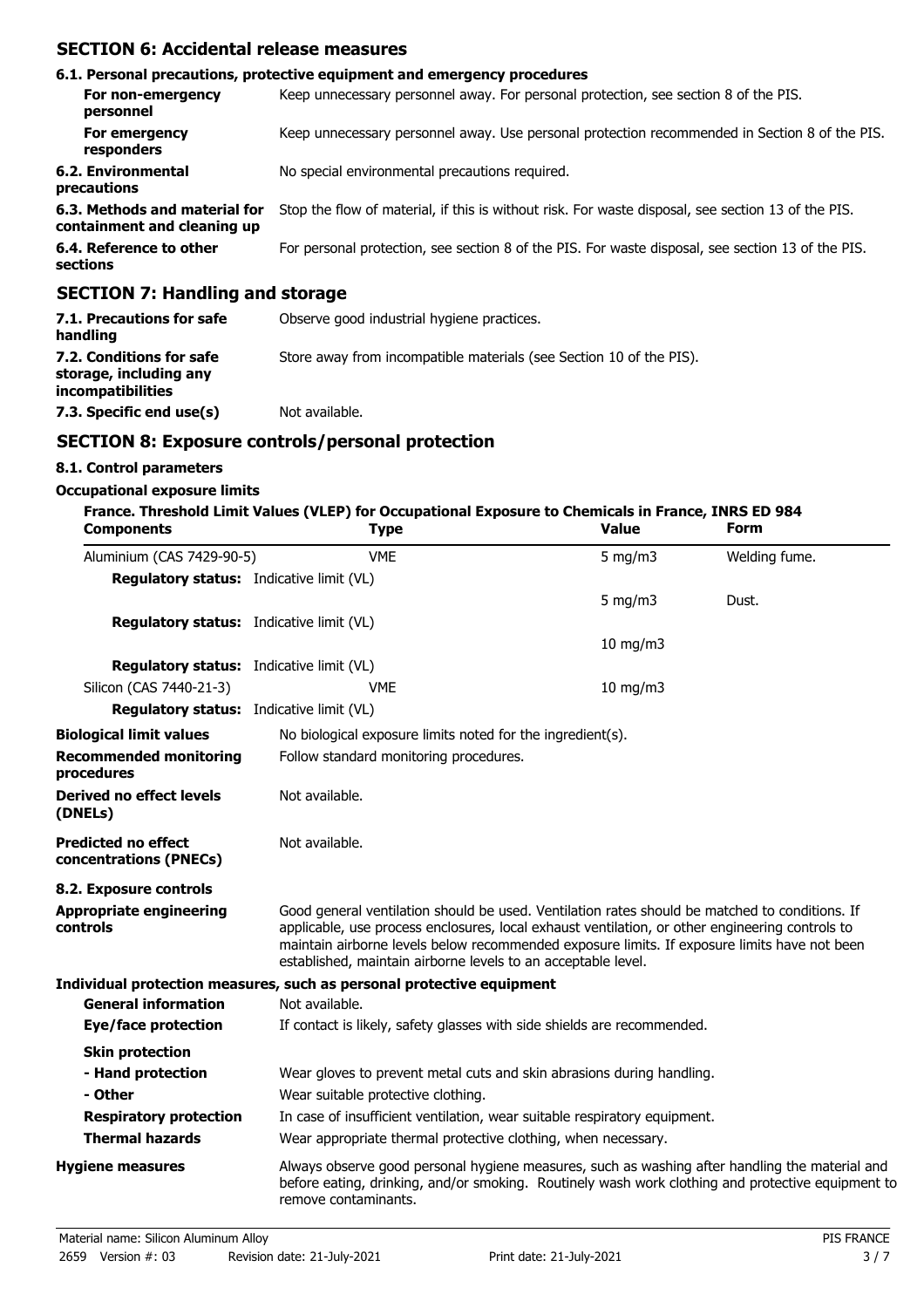## SECTION 6: Accidental release measures

### 6.1. Personal precautions, protective equipment and emergency procedures

| | |
|---|---|
| **For non-emergency personnel** | Keep unnecessary personnel away. For personal protection, see section 8 of the PIS. |
| **For emergency responders** | Keep unnecessary personnel away. Use personal protection recommended in Section 8 of the PIS. |
| **6.2. Environmental precautions** | No special environmental precautions required. |
| **6.3. Methods and material for containment and cleaning up** | Stop the flow of material, if this is without risk. For waste disposal, see section 13 of the PIS. |
| **6.4. Reference to other sections** | For personal protection, see section 8 of the PIS. For waste disposal, see section 13 of the PIS. |

## SECTION 7: Handling and storage

| | |
|---|---|
| **7.1. Precautions for safe handling** | Observe good industrial hygiene practices. |
| **7.2. Conditions for safe storage, including any incompatibilities** | Store away from incompatible materials (see Section 10 of the PIS). |
| **7.3. Specific end use(s)** | Not available. |

## SECTION 8: Exposure controls/personal protection

### 8.1. Control parameters

**Occupational exposure limits**

**France. Threshold Limit Values (VLEP) for Occupational Exposure to Chemicals in France, INRS ED 984**

| Components | Type | Value | Form |
|---|---|---|---|
| Aluminium (CAS 7429-90-5) | VME | 5 mg/m3 | Welding fume. |
| **Regulatory status:** Indicative limit (VL) | | | |
| | | 5 mg/m3 | Dust. |
| **Regulatory status:** Indicative limit (VL) | | | |
| | | 10 mg/m3 | |
| **Regulatory status:** Indicative limit (VL) | | | |
| Silicon (CAS 7440-21-3) | VME | 10 mg/m3 | |
| **Regulatory status:** Indicative limit (VL) | | | |

| | |
|---|---|
| **Biological limit values** | No biological exposure limits noted for the ingredient(s). |
| **Recommended monitoring procedures** | Follow standard monitoring procedures. |
| **Derived no effect levels (DNELs)** | Not available. |
| **Predicted no effect concentrations (PNECs)** | Not available. |

### 8.2. Exposure controls

**Appropriate engineering controls**: Good general ventilation should be used. Ventilation rates should be matched to conditions. If applicable, use process enclosures, local exhaust ventilation, or other engineering controls to maintain airborne levels below recommended exposure limits. If exposure limits have not been established, maintain airborne levels to an acceptable level.

**Individual protection measures, such as personal protective equipment**

| | |
|---|---|
| **General information** | Not available. |
| **Eye/face protection** | If contact is likely, safety glasses with side shields are recommended. |
| **Skin protection** | |
| **- Hand protection** | Wear gloves to prevent metal cuts and skin abrasions during handling. |
| **- Other** | Wear suitable protective clothing. |
| **Respiratory protection** | In case of insufficient ventilation, wear suitable respiratory equipment. |
| **Thermal hazards** | Wear appropriate thermal protective clothing, when necessary. |
| **Hygiene measures** | Always observe good personal hygiene measures, such as washing after handling the material and before eating, drinking, and/or smoking. Routinely wash work clothing and protective equipment to remove contaminants. |

Material name: Silicon Aluminum Alloy
2659 Version #: 03 Revision date: 21-July-2021 Print date: 21-July-2021
PIS FRANCE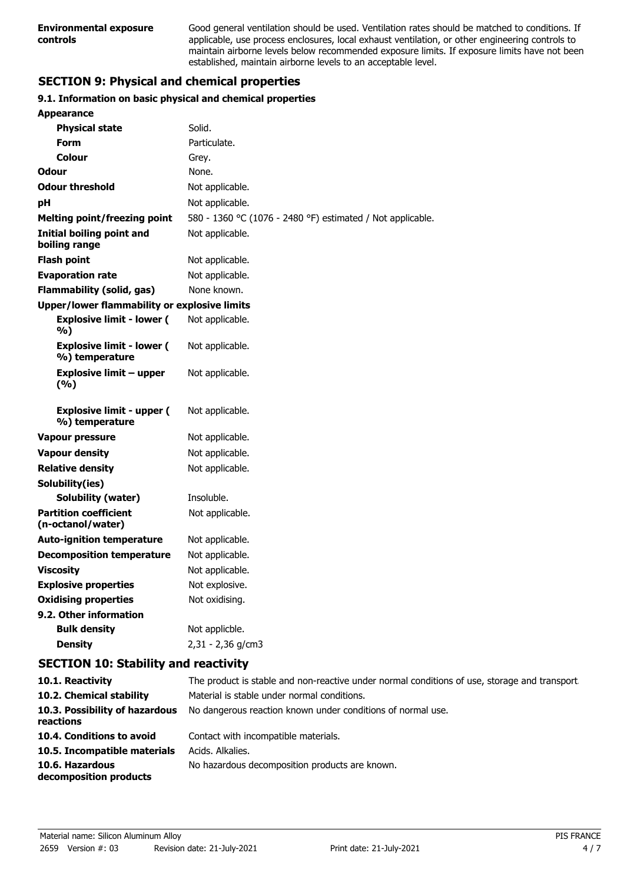| | |
|---|---|
| **Environmental exposure controls** | Good general ventilation should be used. Ventilation rates should be matched to conditions. If applicable, use process enclosures, local exhaust ventilation, or other engineering controls to maintain airborne levels below recommended exposure limits. If exposure limits have not been established, maintain airborne levels to an acceptable level. |

## SECTION 9: Physical and chemical properties

### 9.1. Information on basic physical and chemical properties

| | |
|---|---|
| **Appearance** | |
| **Physical state** | Solid. |
| **Form** | Particulate. |
| **Colour** | Grey. |
| **Odour** | None. |
| **Odour threshold** | Not applicable. |
| **pH** | Not applicable. |
| **Melting point/freezing point** | 580 - 1360 °C (1076 - 2480 °F) estimated / Not applicable. |
| **Initial boiling point and boiling range** | Not applicable. |
| **Flash point** | Not applicable. |
| **Evaporation rate** | Not applicable. |
| **Flammability (solid, gas)** | None known. |
| **Upper/lower flammability or explosive limits** | |
| **Explosive limit - lower ( %)** | Not applicable. |
| **Explosive limit - lower ( %) temperature** | Not applicable. |
| **Explosive limit – upper (%)** | Not applicable. |
| **Explosive limit - upper ( %) temperature** | Not applicable. |
| **Vapour pressure** | Not applicable. |
| **Vapour density** | Not applicable. |
| **Relative density** | Not applicable. |
| **Solubility(ies)** | |
| **Solubility (water)** | Insoluble. |
| **Partition coefficient (n-octanol/water)** | Not applicable. |
| **Auto-ignition temperature** | Not applicable. |
| **Decomposition temperature** | Not applicable. |
| **Viscosity** | Not applicable. |
| **Explosive properties** | Not explosive. |
| **Oxidising properties** | Not oxidising. |
| **9.2. Other information** | |
| **Bulk density** | Not applicble. |
| **Density** | 2,31 - 2,36 g/cm3 |

## SECTION 10: Stability and reactivity

| | |
|---|---|
| **10.1. Reactivity** | The product is stable and non-reactive under normal conditions of use, storage and transport. |
| **10.2. Chemical stability** | Material is stable under normal conditions. |
| **10.3. Possibility of hazardous reactions** | No dangerous reaction known under conditions of normal use. |
| **10.4. Conditions to avoid** | Contact with incompatible materials. |
| **10.5. Incompatible materials** | Acids. Alkalies. |
| **10.6. Hazardous decomposition products** | No hazardous decomposition products are known. |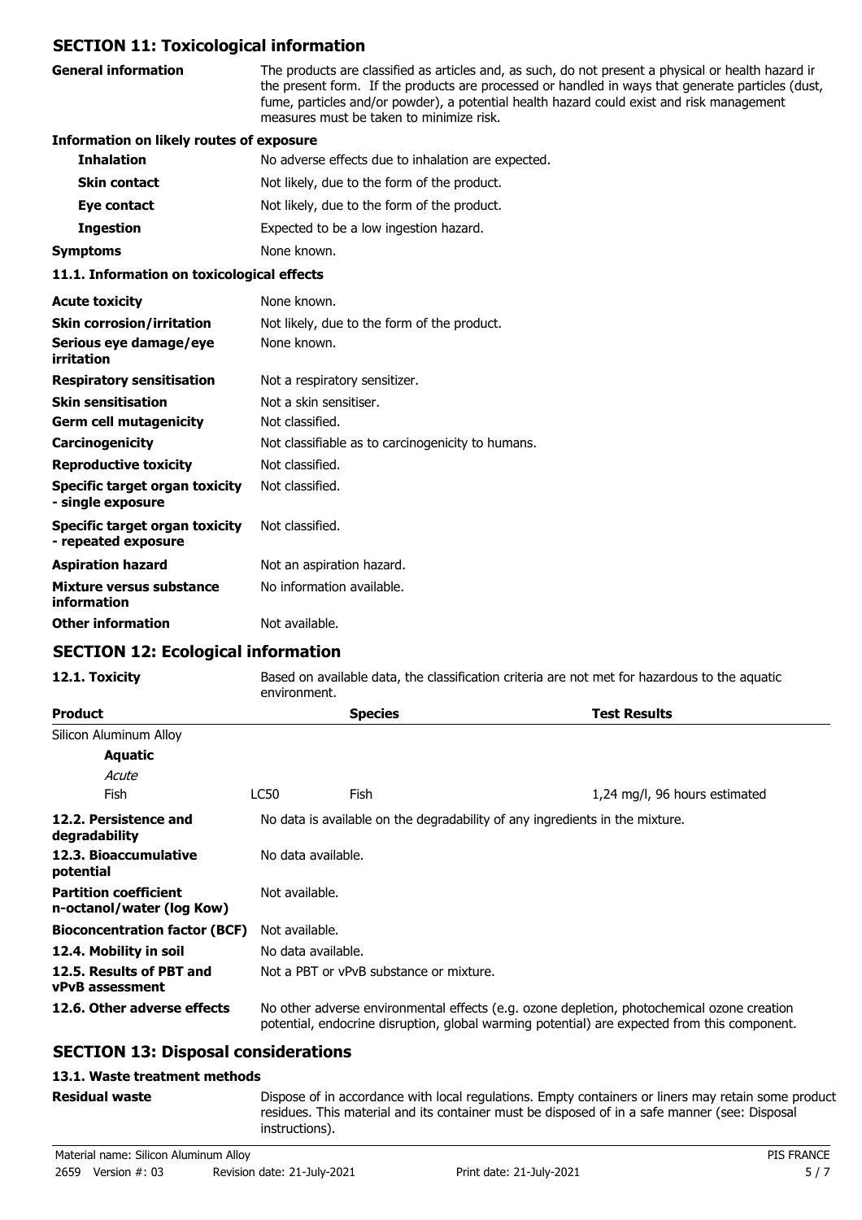## SECTION 11: Toxicological information

| | |
|---|---|
| **General information** | The products are classified as articles and, as such, do not present a physical or health hazard ir the present form. If the products are processed or handled in ways that generate particles (dust, fume, particles and/or powder), a potential health hazard could exist and risk management measures must be taken to minimize risk. |

**Information on likely routes of exposure**

| | |
|---|---|
| **Inhalation** | No adverse effects due to inhalation are expected. |
| **Skin contact** | Not likely, due to the form of the product. |
| **Eye contact** | Not likely, due to the form of the product. |
| **Ingestion** | Expected to be a low ingestion hazard. |
| **Symptoms** | None known. |

**11.1. Information on toxicological effects**

| | |
|---|---|
| **Acute toxicity** | None known. |
| **Skin corrosion/irritation** | Not likely, due to the form of the product. |
| **Serious eye damage/eye irritation** | None known. |
| **Respiratory sensitisation** | Not a respiratory sensitizer. |
| **Skin sensitisation** | Not a skin sensitiser. |
| **Germ cell mutagenicity** | Not classified. |
| **Carcinogenicity** | Not classifiable as to carcinogenicity to humans. |
| **Reproductive toxicity** | Not classified. |
| **Specific target organ toxicity - single exposure** | Not classified. |
| **Specific target organ toxicity - repeated exposure** | Not classified. |
| **Aspiration hazard** | Not an aspiration hazard. |
| **Mixture versus substance information** | No information available. |
| **Other information** | Not available. |

## SECTION 12: Ecological information

| | |
|---|---|
| **12.1. Toxicity** | Based on available data, the classification criteria are not met for hazardous to the aquatic environment. |

| **Product** | | **Species** | **Test Results** |
|---|---|---|---|
| Silicon Aluminum Alloy | | | |
| **Aquatic** | | | |
| *Acute* | | | |
| Fish | LC50 | Fish | 1,24 mg/l, 96 hours estimated |

| | |
|---|---|
| **12.2. Persistence and degradability** | No data is available on the degradability of any ingredients in the mixture. |
| **12.3. Bioaccumulative potential** | No data available. |
| **Partition coefficient n-octanol/water (log Kow)** | Not available. |
| **Bioconcentration factor (BCF)** | Not available. |
| **12.4. Mobility in soil** | No data available. |
| **12.5. Results of PBT and vPvB assessment** | Not a PBT or vPvB substance or mixture. |
| **12.6. Other adverse effects** | No other adverse environmental effects (e.g. ozone depletion, photochemical ozone creation potential, endocrine disruption, global warming potential) are expected from this component. |

## SECTION 13: Disposal considerations

**13.1. Waste treatment methods**

| | |
|---|---|
| **Residual waste** | Dispose of in accordance with local regulations. Empty containers or liners may retain some product residues. This material and its container must be disposed of in a safe manner (see: Disposal instructions). |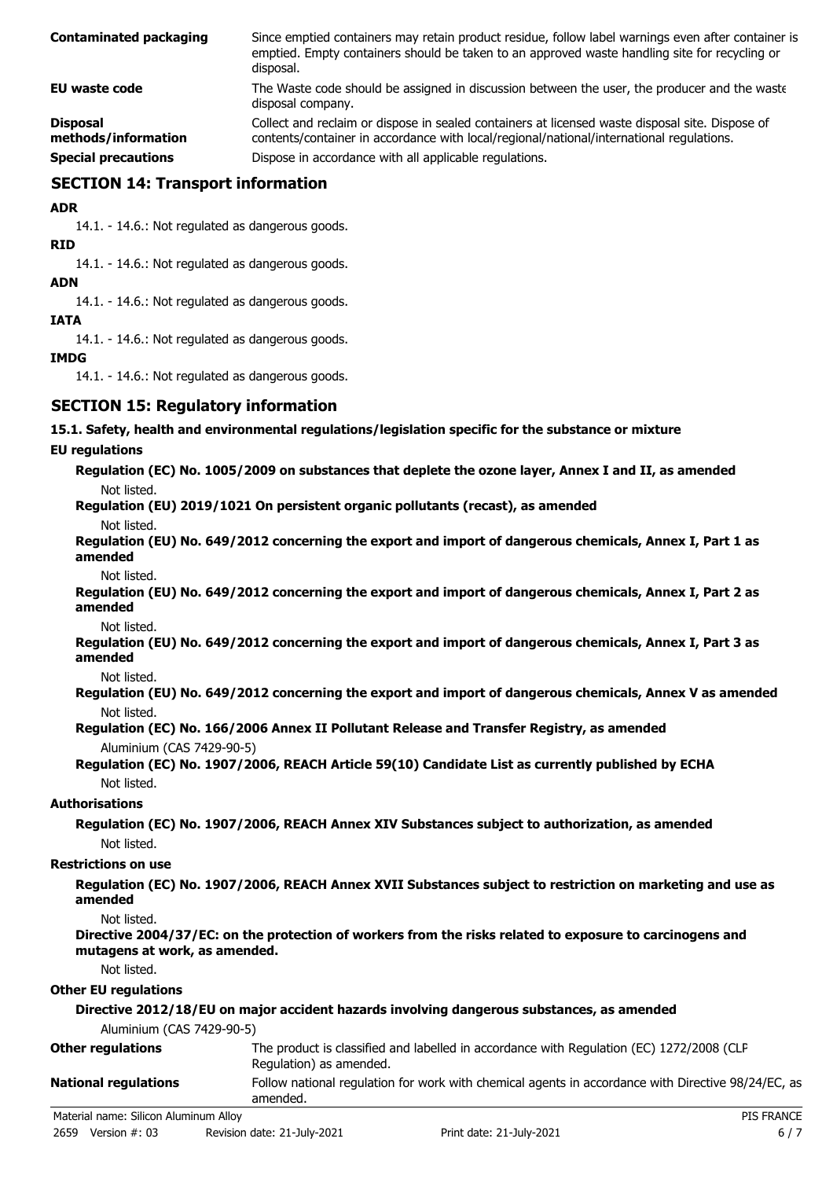| | |
|---|---|
| **Contaminated packaging** | Since emptied containers may retain product residue, follow label warnings even after container is emptied. Empty containers should be taken to an approved waste handling site for recycling or disposal. |
| **EU waste code** | The Waste code should be assigned in discussion between the user, the producer and the waste disposal company. |
| **Disposal methods/information** | Collect and reclaim or dispose in sealed containers at licensed waste disposal site. Dispose of contents/container in accordance with local/regional/national/international regulations. |
| **Special precautions** | Dispose in accordance with all applicable regulations. |

## SECTION 14: Transport information

**ADR**

14.1. - 14.6.: Not regulated as dangerous goods.

**RID**

14.1. - 14.6.: Not regulated as dangerous goods.

**ADN**

14.1. - 14.6.: Not regulated as dangerous goods.

**IATA**

14.1. - 14.6.: Not regulated as dangerous goods.

**IMDG**

14.1. - 14.6.: Not regulated as dangerous goods.

## SECTION 15: Regulatory information

**15.1. Safety, health and environmental regulations/legislation specific for the substance or mixture**

**EU regulations**

**Regulation (EC) No. 1005/2009 on substances that deplete the ozone layer, Annex I and II, as amended**

Not listed.

**Regulation (EU) 2019/1021 On persistent organic pollutants (recast), as amended**

Not listed.

**Regulation (EU) No. 649/2012 concerning the export and import of dangerous chemicals, Annex I, Part 1 as amended**

Not listed.

**Regulation (EU) No. 649/2012 concerning the export and import of dangerous chemicals, Annex I, Part 2 as amended**

Not listed.

**Regulation (EU) No. 649/2012 concerning the export and import of dangerous chemicals, Annex I, Part 3 as amended**

Not listed.

**Regulation (EU) No. 649/2012 concerning the export and import of dangerous chemicals, Annex V as amended**

Not listed.

**Regulation (EC) No. 166/2006 Annex II Pollutant Release and Transfer Registry, as amended**

Aluminium (CAS 7429-90-5)

**Regulation (EC) No. 1907/2006, REACH Article 59(10) Candidate List as currently published by ECHA**

Not listed.

**Authorisations**

**Regulation (EC) No. 1907/2006, REACH Annex XIV Substances subject to authorization, as amended**

Not listed.

**Restrictions on use**

**Regulation (EC) No. 1907/2006, REACH Annex XVII Substances subject to restriction on marketing and use as amended**

Not listed.

**Directive 2004/37/EC: on the protection of workers from the risks related to exposure to carcinogens and mutagens at work, as amended.**

Not listed.

**Other EU regulations**

**Directive 2012/18/EU on major accident hazards involving dangerous substances, as amended**

Aluminium (CAS 7429-90-5)

| | |
|---|---|
| **Other regulations** | The product is classified and labelled in accordance with Regulation (EC) 1272/2008 (CLP Regulation) as amended. |
| **National regulations** | Follow national regulation for work with chemical agents in accordance with Directive 98/24/EC, as amended. |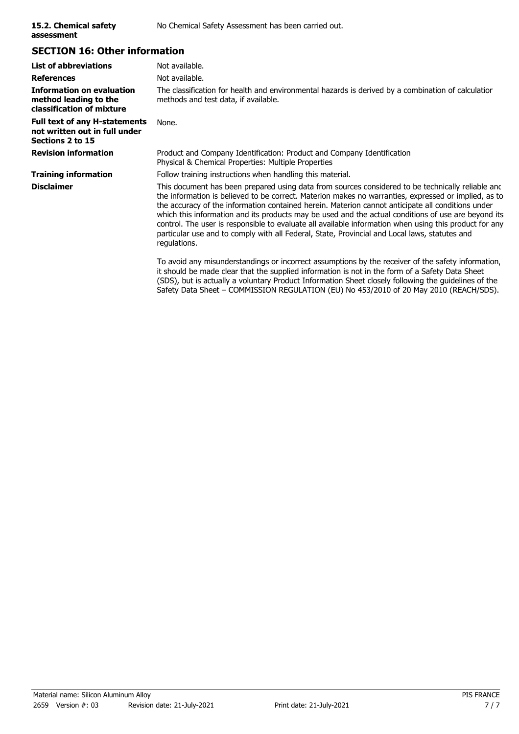| | |
|---|---|
| **15.2. Chemical safety assessment** | No Chemical Safety Assessment has been carried out. |

## SECTION 16: Other information

| | |
|---|---|
| **List of abbreviations** | Not available. |
| **References** | Not available. |
| **Information on evaluation method leading to the classification of mixture** | The classification for health and environmental hazards is derived by a combination of calculation methods and test data, if available. |
| **Full text of any H-statements not written out in full under Sections 2 to 15** | None. |
| **Revision information** | Product and Company Identification: Product and Company Identification<br>Physical & Chemical Properties: Multiple Properties |
| **Training information** | Follow training instructions when handling this material. |
| **Disclaimer** | This document has been prepared using data from sources considered to be technically reliable and the information is believed to be correct. Materion makes no warranties, expressed or implied, as to the accuracy of the information contained herein. Materion cannot anticipate all conditions under which this information and its products may be used and the actual conditions of use are beyond its control. The user is responsible to evaluate all available information when using this product for any particular use and to comply with all Federal, State, Provincial and Local laws, statutes and regulations.<br><br>To avoid any misunderstandings or incorrect assumptions by the receiver of the safety information, it should be made clear that the supplied information is not in the form of a Safety Data Sheet (SDS), but is actually a voluntary Product Information Sheet closely following the guidelines of the Safety Data Sheet – COMMISSION REGULATION (EU) No 453/2010 of 20 May 2010 (REACH/SDS). |